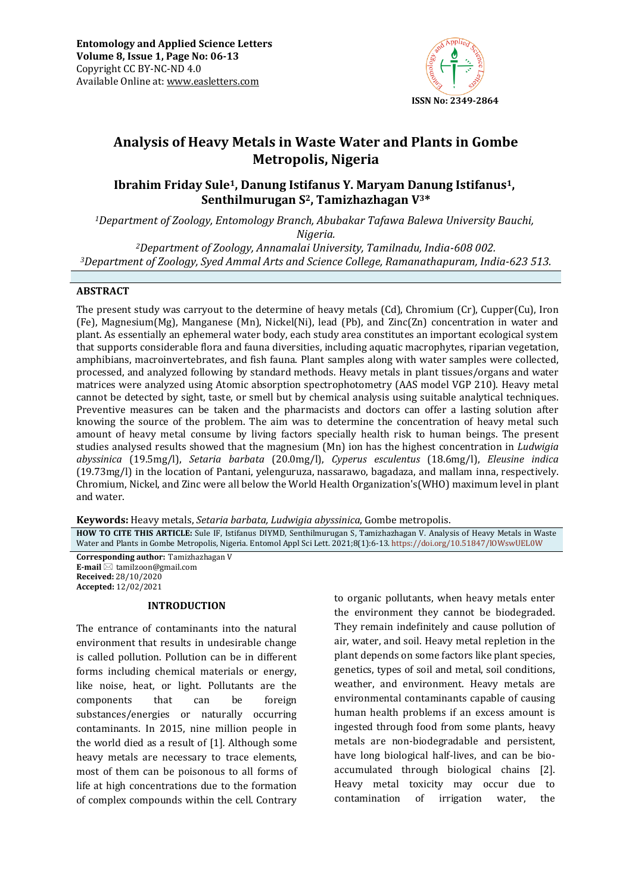Entomology and Applied Science Letters
Volume 8, Issue 1, Page No: 06-13
Copyright CC BY-NC-ND 4.0
Available Online at: www.easletters.com

ISSN No: 2349-2864

# Analysis of Heavy Metals in Waste Water and Plants in Gombe Metropolis, Nigeria

**Ibrahim Friday Sule[1], Danung Istifanus Y. Maryam Danung Istifanus[1], Senthilmurugan S[2], Tamizhazhagan V[3]***

*[1]Department of Zoology, Entomology Branch, Abubakar Tafawa Balewa University Bauchi, Nigeria.*
*[2]Department of Zoology, Annamalai University, Tamilnadu, India-608 002.*
*[3]Department of Zoology, Syed Ammal Arts and Science College, Ramanathapuram, India-623 513.*

## ABSTRACT

The present study was carryout to the determine of heavy metals (Cd), Chromium (Cr), Cupper(Cu), Iron (Fe), Magnesium(Mg), Manganese (Mn), Nickel(Ni), lead (Pb), and Zinc(Zn) concentration in water and plant. As essentially an ephemeral water body, each study area constitutes an important ecological system that supports considerable flora and fauna diversities, including aquatic macrophytes, riparian vegetation, amphibians, macroinvertebrates, and fish fauna. Plant samples along with water samples were collected, processed, and analyzed following by standard methods. Heavy metals in plant tissues/organs and water matrices were analyzed using Atomic absorption spectrophotometry (AAS model VGP 210). Heavy metal cannot be detected by sight, taste, or smell but by chemical analysis using suitable analytical techniques. Preventive measures can be taken and the pharmacists and doctors can offer a lasting solution after knowing the source of the problem. The aim was to determine the concentration of heavy metal such amount of heavy metal consume by living factors specially health risk to human beings. The present studies analysed results showed that the magnesium (Mn) ion has the highest concentration in *Ludwigia abyssinica* (19.5mg/l), *Setaria barbata* (20.0mg/l), *Cyperus esculentus* (18.6mg/l), *Eleusine indica* (19.73mg/l) in the location of Pantani, yelenguruza, nassarawo, bagadaza, and mallam inna, respectively. Chromium, Nickel, and Zinc were all below the World Health Organization's(WHO) maximum level in plant and water.

**Keywords:** Heavy metals, *Setaria barbata, Ludwigia abyssinica*, Gombe metropolis.

**HOW TO CITE THIS ARTICLE:** Sule IF, Istifanus DIYMD, Senthilmurugan S, Tamizhazhagan V. Analysis of Heavy Metals in Waste Water and Plants in Gombe Metropolis, Nigeria. Entomol Appl Sci Lett. 2021;8(1):6-13. https://doi.org/10.51847/lOWswUEL0W

**Corresponding author:** Tamizhazhagan V
**E-mail** tamilzoon@gmail.com
**Received:** 28/10/2020
**Accepted:** 12/02/2021

## INTRODUCTION

The entrance of contaminants into the natural environment that results in undesirable change is called pollution. Pollution can be in different forms including chemical materials or energy, like noise, heat, or light. Pollutants are the components that can be foreign substances/energies or naturally occurring contaminants. In 2015, nine million people in the world died as a result of [1]. Although some heavy metals are necessary to trace elements, most of them can be poisonous to all forms of life at high concentrations due to the formation of complex compounds within the cell. Contrary to organic pollutants, when heavy metals enter the environment they cannot be biodegraded. They remain indefinitely and cause pollution of air, water, and soil. Heavy metal repletion in the plant depends on some factors like plant species, genetics, types of soil and metal, soil conditions, weather, and environment. Heavy metals are environmental contaminants capable of causing human health problems if an excess amount is ingested through food from some plants, heavy metals are non-biodegradable and persistent, have long biological half-lives, and can be bio-accumulated through biological chains [2]. Heavy metal toxicity may occur due to contamination of irrigation water, the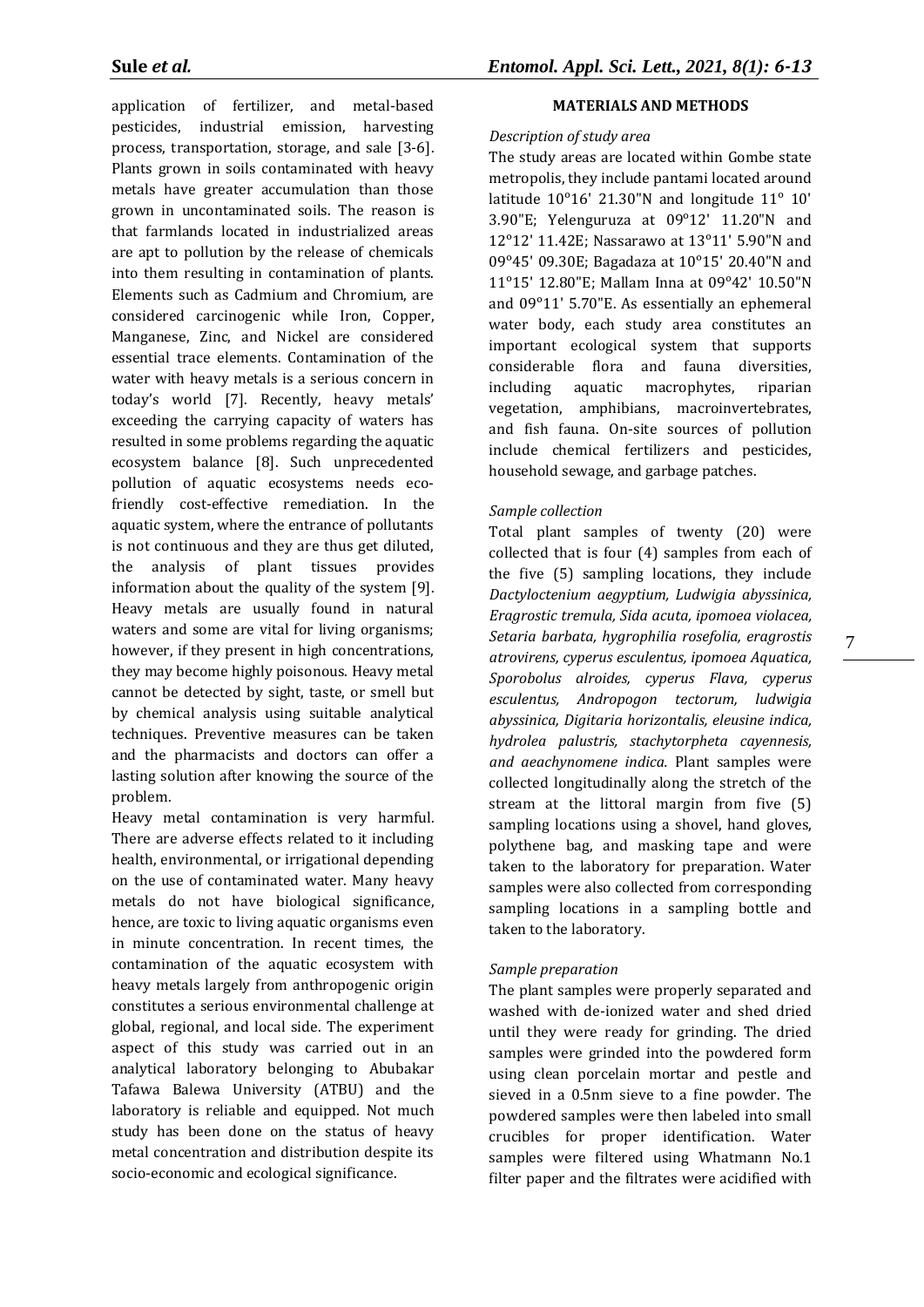application of fertilizer, and metal-based pesticides, industrial emission, harvesting process, transportation, storage, and sale [3-6]. Plants grown in soils contaminated with heavy metals have greater accumulation than those grown in uncontaminated soils. The reason is that farmlands located in industrialized areas are apt to pollution by the release of chemicals into them resulting in contamination of plants. Elements such as Cadmium and Chromium, are considered carcinogenic while Iron, Copper, Manganese, Zinc, and Nickel are considered essential trace elements. Contamination of the water with heavy metals is a serious concern in today's world [7]. Recently, heavy metals' exceeding the carrying capacity of waters has resulted in some problems regarding the aquatic ecosystem balance [8]. Such unprecedented pollution of aquatic ecosystems needs eco-friendly cost-effective remediation. In the aquatic system, where the entrance of pollutants is not continuous and they are thus get diluted, the analysis of plant tissues provides information about the quality of the system [9]. Heavy metals are usually found in natural waters and some are vital for living organisms; however, if they present in high concentrations, they may become highly poisonous. Heavy metal cannot be detected by sight, taste, or smell but by chemical analysis using suitable analytical techniques. Preventive measures can be taken and the pharmacists and doctors can offer a lasting solution after knowing the source of the problem.

Heavy metal contamination is very harmful. There are adverse effects related to it including health, environmental, or irrigational depending on the use of contaminated water. Many heavy metals do not have biological significance, hence, are toxic to living aquatic organisms even in minute concentration. In recent times, the contamination of the aquatic ecosystem with heavy metals largely from anthropogenic origin constitutes a serious environmental challenge at global, regional, and local side. The experiment aspect of this study was carried out in an analytical laboratory belonging to Abubakar Tafawa Balewa University (ATBU) and the laboratory is reliable and equipped. Not much study has been done on the status of heavy metal concentration and distribution despite its socio-economic and ecological significance.

## MATERIALS AND METHODS

*Description of study area*

The study areas are located within Gombe state metropolis, they include pantami located around latitude 10°16' 21.30"N and longitude 11° 10' 3.90"E; Yelenguruza at 09°12' 11.20"N and 12°12' 11.42E; Nassarawo at 13°11' 5.90"N and 09°45' 09.30E; Bagadaza at 10°15' 20.40"N and 11°15' 12.80"E; Mallam Inna at 09°42' 10.50"N and 09°11' 5.70"E. As essentially an ephemeral water body, each study area constitutes an important ecological system that supports considerable flora and fauna diversities, including aquatic macrophytes, riparian vegetation, amphibians, macroinvertebrates, and fish fauna. On-site sources of pollution include chemical fertilizers and pesticides, household sewage, and garbage patches.

*Sample collection*

Total plant samples of twenty (20) were collected that is four (4) samples from each of the five (5) sampling locations, they include *Dactyloctenium aegyptium, Ludwigia abyssinica, Eragrostic tremula, Sida acuta, ipomoea violacea, Setaria barbata, hygrophilia rosefolia, eragrostis atrovirens, cyperus esculentus, ipomoea Aquatica, Sporobolus alroides, cyperus Flava, cyperus esculentus, Andropogon tectorum, ludwigia abyssinica, Digitaria horizontalis, eleusine indica, hydrolea palustris, stachytorpheta cayennesis, and aeachynomene indica.* Plant samples were collected longitudinally along the stretch of the stream at the littoral margin from five (5) sampling locations using a shovel, hand gloves, polythene bag, and masking tape and were taken to the laboratory for preparation. Water samples were also collected from corresponding sampling locations in a sampling bottle and taken to the laboratory.

*Sample preparation*

The plant samples were properly separated and washed with de-ionized water and shed dried until they were ready for grinding. The dried samples were grinded into the powdered form using clean porcelain mortar and pestle and sieved in a 0.5nm sieve to a fine powder. The powdered samples were then labeled into small crucibles for proper identification. Water samples were filtered using Whatmann No.1 filter paper and the filtrates were acidified with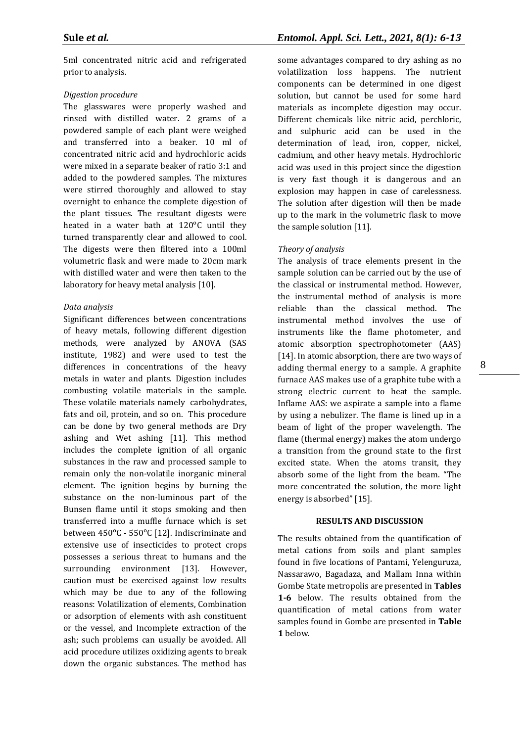5ml concentrated nitric acid and refrigerated prior to analysis.

*Digestion procedure*

The glasswares were properly washed and rinsed with distilled water. 2 grams of a powdered sample of each plant were weighed and transferred into a beaker. 10 ml of concentrated nitric acid and hydrochloric acids were mixed in a separate beaker of ratio 3:1 and added to the powdered samples. The mixtures were stirred thoroughly and allowed to stay overnight to enhance the complete digestion of the plant tissues. The resultant digests were heated in a water bath at 120°C until they turned transparently clear and allowed to cool. The digests were then filtered into a 100ml volumetric flask and were made to 20cm mark with distilled water and were then taken to the laboratory for heavy metal analysis [10].

*Data analysis*

Significant differences between concentrations of heavy metals, following different digestion methods, were analyzed by ANOVA (SAS institute, 1982) and were used to test the differences in concentrations of the heavy metals in water and plants. Digestion includes combusting volatile materials in the sample. These volatile materials namely carbohydrates, fats and oil, protein, and so on. This procedure can be done by two general methods are Dry ashing and Wet ashing [11]. This method includes the complete ignition of all organic substances in the raw and processed sample to remain only the non-volatile inorganic mineral element. The ignition begins by burning the substance on the non-luminous part of the Bunsen flame until it stops smoking and then transferred into a muffle furnace which is set between 450°C - 550°C [12]. Indiscriminate and extensive use of insecticides to protect crops possesses a serious threat to humans and the surrounding environment [13]. However, caution must be exercised against low results which may be due to any of the following reasons: Volatilization of elements, Combination or adsorption of elements with ash constituent or the vessel, and Incomplete extraction of the ash; such problems can usually be avoided. All acid procedure utilizes oxidizing agents to break down the organic substances. The method has some advantages compared to dry ashing as no volatilization loss happens. The nutrient components can be determined in one digest solution, but cannot be used for some hard materials as incomplete digestion may occur. Different chemicals like nitric acid, perchloric, and sulphuric acid can be used in the determination of lead, iron, copper, nickel, cadmium, and other heavy metals. Hydrochloric acid was used in this project since the digestion is very fast though it is dangerous and an explosion may happen in case of carelessness. The solution after digestion will then be made up to the mark in the volumetric flask to move the sample solution [11].

*Theory of analysis*

The analysis of trace elements present in the sample solution can be carried out by the use of the classical or instrumental method. However, the instrumental method of analysis is more reliable than the classical method. The instrumental method involves the use of instruments like the flame photometer, and atomic absorption spectrophotometer (AAS) [14]. In atomic absorption, there are two ways of adding thermal energy to a sample. A graphite furnace AAS makes use of a graphite tube with a strong electric current to heat the sample. Inflame AAS: we aspirate a sample into a flame by using a nebulizer. The flame is lined up in a beam of light of the proper wavelength. The flame (thermal energy) makes the atom undergo a transition from the ground state to the first excited state. When the atoms transit, they absorb some of the light from the beam. "The more concentrated the solution, the more light energy is absorbed" [15].

## RESULTS AND DISCUSSION

The results obtained from the quantification of metal cations from soils and plant samples found in five locations of Pantami, Yelenguruza, Nassarawo, Bagadaza, and Mallam Inna within Gombe State metropolis are presented in **Tables 1-6** below. The results obtained from the quantification of metal cations from water samples found in Gombe are presented in **Table 1** below.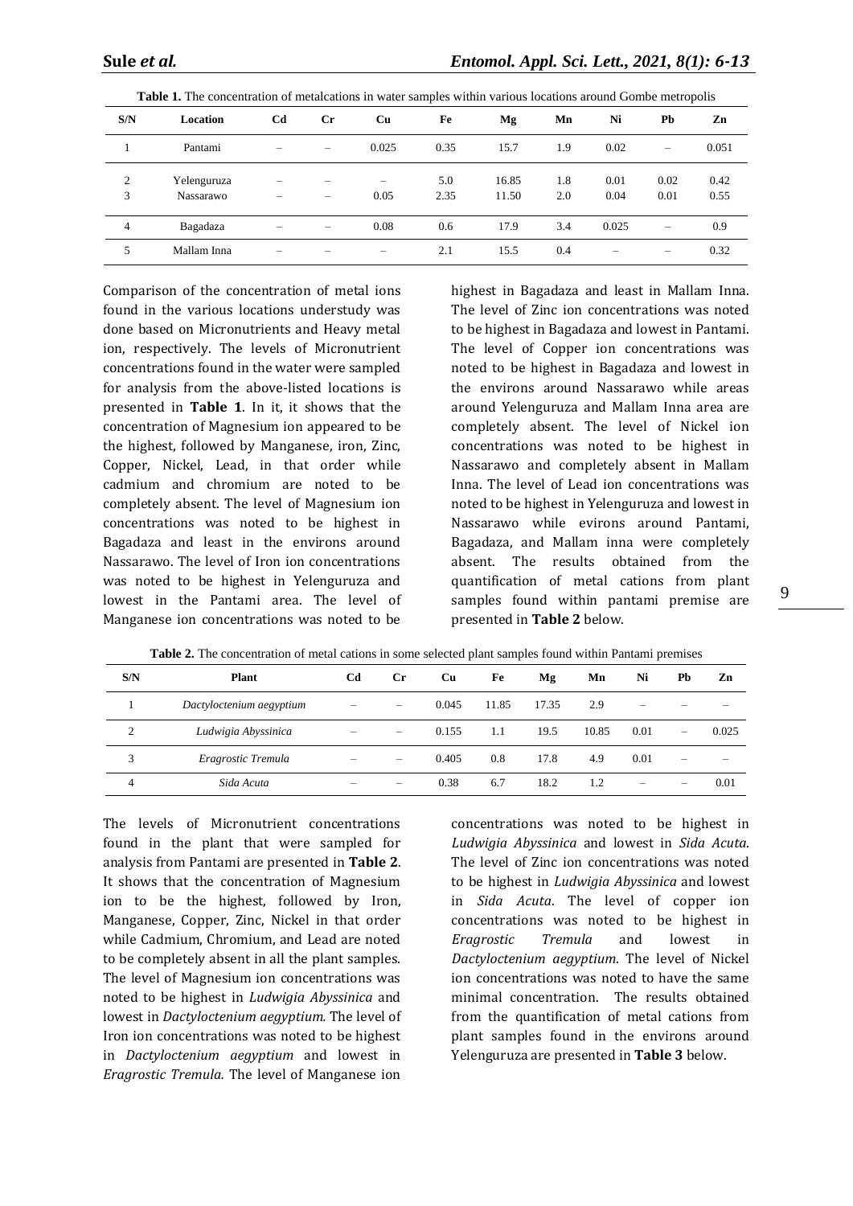**Table 1.** The concentration of metalcations in water samples within various locations around Gombe metropolis

| S/N | Location | Cd | Cr | Cu | Fe | Mg | Mn | Ni | Pb | Zn |
|---|---|---|---|---|---|---|---|---|---|---|
| 1 | Pantami | – | – | 0.025 | 0.35 | 15.7 | 1.9 | 0.02 | – | 0.051 |
| 2 | Yelenguruza | – | – | – | 5.0 | 16.85 | 1.8 | 0.01 | 0.02 | 0.42 |
| 3 | Nassarawo | – | – | 0.05 | 2.35 | 11.50 | 2.0 | 0.04 | 0.01 | 0.55 |
| 4 | Bagadaza | – | – | 0.08 | 0.6 | 17.9 | 3.4 | 0.025 | – | 0.9 |
| 5 | Mallam Inna | – | – | – | 2.1 | 15.5 | 0.4 | – | – | 0.32 |

Comparison of the concentration of metal ions found in the various locations understudy was done based on Micronutrients and Heavy metal ion, respectively. The levels of Micronutrient concentrations found in the water were sampled for analysis from the above-listed locations is presented in **Table 1**. In it, it shows that the concentration of Magnesium ion appeared to be the highest, followed by Manganese, iron, Zinc, Copper, Nickel, Lead, in that order while cadmium and chromium are noted to be completely absent. The level of Magnesium ion concentrations was noted to be highest in Bagadaza and least in the environs around Nassarawo. The level of Iron ion concentrations was noted to be highest in Yelenguruza and lowest in the Pantami area. The level of Manganese ion concentrations was noted to be highest in Bagadaza and least in Mallam Inna. The level of Zinc ion concentrations was noted to be highest in Bagadaza and lowest in Pantami. The level of Copper ion concentrations was noted to be highest in Bagadaza and lowest in the environs around Nassarawo while areas around Yelenguruza and Mallam Inna area are completely absent. The level of Nickel ion concentrations was noted to be highest in Nassarawo and completely absent in Mallam Inna. The level of Lead ion concentrations was noted to be highest in Yelenguruza and lowest in Nassarawo while evirons around Pantami, Bagadaza, and Mallam inna were completely absent. The results obtained from the quantification of metal cations from plant samples found within pantami premise are presented in **Table 2** below.

**Table 2.** The concentration of metal cations in some selected plant samples found within Pantami premises

| S/N | Plant | Cd | Cr | Cu | Fe | Mg | Mn | Ni | Pb | Zn |
|---|---|---|---|---|---|---|---|---|---|---|
| 1 | *Dactyloctenium aegyptium* | – | – | 0.045 | 11.85 | 17.35 | 2.9 | – | – | – |
| 2 | *Ludwigia Abyssinica* | – | – | 0.155 | 1.1 | 19.5 | 10.85 | 0.01 | – | 0.025 |
| 3 | *Eragrostic Tremula* | – | – | 0.405 | 0.8 | 17.8 | 4.9 | 0.01 | – | – |
| 4 | *Sida Acuta* | – | – | 0.38 | 6.7 | 18.2 | 1.2 | – | – | 0.01 |

The levels of Micronutrient concentrations found in the plant that were sampled for analysis from Pantami are presented in **Table 2**. It shows that the concentration of Magnesium ion to be the highest, followed by Iron, Manganese, Copper, Zinc, Nickel in that order while Cadmium, Chromium, and Lead are noted to be completely absent in all the plant samples. The level of Magnesium ion concentrations was noted to be highest in *Ludwigia Abyssinica* and lowest in *Dactyloctenium aegyptium.* The level of Iron ion concentrations was noted to be highest in *Dactyloctenium aegyptium* and lowest in *Eragrostic Tremula.* The level of Manganese ion concentrations was noted to be highest in *Ludwigia Abyssinica* and lowest in *Sida Acuta*. The level of Zinc ion concentrations was noted to be highest in *Ludwigia Abyssinica* and lowest in *Sida Acuta*. The level of copper ion concentrations was noted to be highest in *Eragrostic Tremula* and lowest in *Dactyloctenium aegyptium*. The level of Nickel ion concentrations was noted to have the same minimal concentration. The results obtained from the quantification of metal cations from plant samples found in the environs around Yelenguruza are presented in **Table 3** below.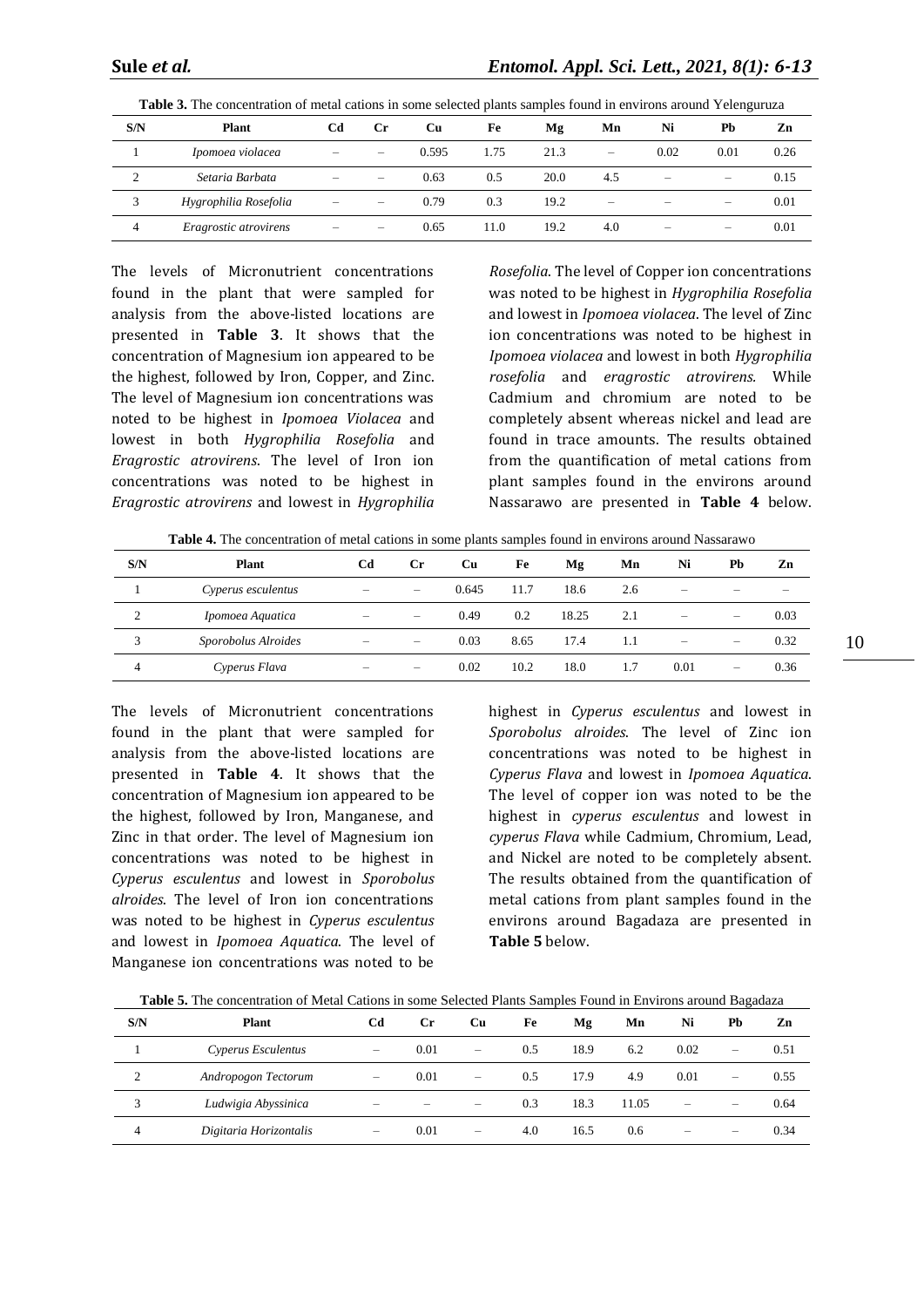**Table 3.** The concentration of metal cations in some selected plants samples found in environs around Yelenguruza

| S/N | Plant | Cd | Cr | Cu | Fe | Mg | Mn | Ni | Pb | Zn |
|---|---|---|---|---|---|---|---|---|---|---|
| 1 | *Ipomoea violacea* | – | – | 0.595 | 1.75 | 21.3 | – | 0.02 | 0.01 | 0.26 |
| 2 | *Setaria Barbata* | – | – | 0.63 | 0.5 | 20.0 | 4.5 | – | – | 0.15 |
| 3 | *Hygrophilia Rosefolia* | – | – | 0.79 | 0.3 | 19.2 | – | – | – | 0.01 |
| 4 | *Eragrostic atrovirens* | – | – | 0.65 | 11.0 | 19.2 | 4.0 | – | – | 0.01 |

The levels of Micronutrient concentrations found in the plant that were sampled for analysis from the above-listed locations are presented in **Table 3**. It shows that the concentration of Magnesium ion appeared to be the highest, followed by Iron, Copper, and Zinc. The level of Magnesium ion concentrations was noted to be highest in *Ipomoea Violacea* and lowest in both *Hygrophilia Rosefolia* and *Eragrostic atrovirens*. The level of Iron ion concentrations was noted to be highest in *Eragrostic atrovirens* and lowest in *Hygrophilia Rosefolia*. The level of Copper ion concentrations was noted to be highest in *Hygrophilia Rosefolia* and lowest in *Ipomoea violacea*. The level of Zinc ion concentrations was noted to be highest in *Ipomoea violacea* and lowest in both *Hygrophilia rosefolia* and *eragrostic atrovirens*. While Cadmium and chromium are noted to be completely absent whereas nickel and lead are found in trace amounts. The results obtained from the quantification of metal cations from plant samples found in the environs around Nassarawo are presented in **Table 4** below.

**Table 4.** The concentration of metal cations in some plants samples found in environs around Nassarawo

| S/N | Plant | Cd | Cr | Cu | Fe | Mg | Mn | Ni | Pb | Zn |
|---|---|---|---|---|---|---|---|---|---|---|
| 1 | *Cyperus esculentus* | – | – | 0.645 | 11.7 | 18.6 | 2.6 | – | – | – |
| 2 | *Ipomoea Aquatica* | – | – | 0.49 | 0.2 | 18.25 | 2.1 | – | – | 0.03 |
| 3 | *Sporobolus Alroides* | – | – | 0.03 | 8.65 | 17.4 | 1.1 | – | – | 0.32 |
| 4 | *Cyperus Flava* | – | – | 0.02 | 10.2 | 18.0 | 1.7 | 0.01 | – | 0.36 |

The levels of Micronutrient concentrations found in the plant that were sampled for analysis from the above-listed locations are presented in **Table 4**. It shows that the concentration of Magnesium ion appeared to be the highest, followed by Iron, Manganese, and Zinc in that order. The level of Magnesium ion concentrations was noted to be highest in *Cyperus esculentus* and lowest in *Sporobolus alroides*. The level of Iron ion concentrations was noted to be highest in *Cyperus esculentus* and lowest in *Ipomoea Aquatica*. The level of Manganese ion concentrations was noted to be highest in *Cyperus esculentus* and lowest in *Sporobolus alroides*. The level of Zinc ion concentrations was noted to be highest in *Cyperus Flava* and lowest in *Ipomoea Aquatica*. The level of copper ion was noted to be the highest in *cyperus esculentus* and lowest in *cyperus Flava* while Cadmium, Chromium, Lead, and Nickel are noted to be completely absent. The results obtained from the quantification of metal cations from plant samples found in the environs around Bagadaza are presented in **Table 5** below.

**Table 5.** The concentration of Metal Cations in some Selected Plants Samples Found in Environs around Bagadaza

| S/N | Plant | Cd | Cr | Cu | Fe | Mg | Mn | Ni | Pb | Zn |
|---|---|---|---|---|---|---|---|---|---|---|
| 1 | *Cyperus Esculentus* | – | 0.01 | – | 0.5 | 18.9 | 6.2 | 0.02 | – | 0.51 |
| 2 | *Andropogon Tectorum* | – | 0.01 | – | 0.5 | 17.9 | 4.9 | 0.01 | – | 0.55 |
| 3 | *Ludwigia Abyssinica* | – | – | – | 0.3 | 18.3 | 11.05 | – | – | 0.64 |
| 4 | *Digitaria Horizontalis* | – | 0.01 | – | 4.0 | 16.5 | 0.6 | – | – | 0.34 |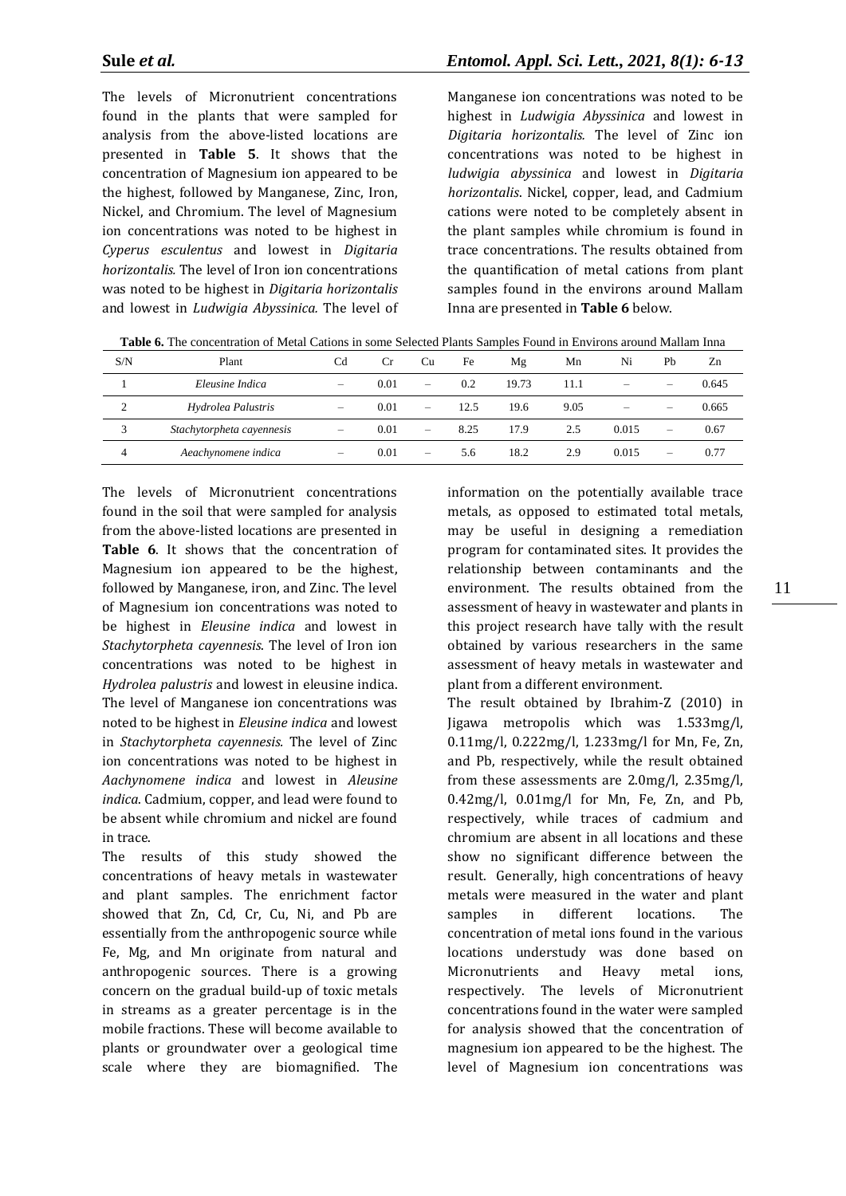The levels of Micronutrient concentrations found in the plants that were sampled for analysis from the above-listed locations are presented in **Table 5**. It shows that the concentration of Magnesium ion appeared to be the highest, followed by Manganese, Zinc, Iron, Nickel, and Chromium. The level of Magnesium ion concentrations was noted to be highest in *Cyperus esculentus* and lowest in *Digitaria horizontalis.* The level of Iron ion concentrations was noted to be highest in *Digitaria horizontalis* and lowest in *Ludwigia Abyssinica.* The level of Manganese ion concentrations was noted to be highest in *Ludwigia Abyssinica* and lowest in *Digitaria horizontalis.* The level of Zinc ion concentrations was noted to be highest in *ludwigia abyssinica* and lowest in *Digitaria horizontalis*. Nickel, copper, lead, and Cadmium cations were noted to be completely absent in the plant samples while chromium is found in trace concentrations. The results obtained from the quantification of metal cations from plant samples found in the environs around Mallam Inna are presented in **Table 6** below.

**Table 6.** The concentration of Metal Cations in some Selected Plants Samples Found in Environs around Mallam Inna

| S/N | Plant | Cd | Cr | Cu | Fe | Mg | Mn | Ni | Pb | Zn |
|---|---|---|---|---|---|---|---|---|---|---|
| 1 | *Eleusine Indica* | – | 0.01 | – | 0.2 | 19.73 | 11.1 | – | – | 0.645 |
| 2 | *Hydrolea Palustris* | – | 0.01 | – | 12.5 | 19.6 | 9.05 | – | – | 0.665 |
| 3 | *Stachytorpheta cayennesis* | – | 0.01 | – | 8.25 | 17.9 | 2.5 | 0.015 | – | 0.67 |
| 4 | *Aeachynomene indica* | – | 0.01 | – | 5.6 | 18.2 | 2.9 | 0.015 | – | 0.77 |

The levels of Micronutrient concentrations found in the soil that were sampled for analysis from the above-listed locations are presented in **Table 6**. It shows that the concentration of Magnesium ion appeared to be the highest, followed by Manganese, iron, and Zinc. The level of Magnesium ion concentrations was noted to be highest in *Eleusine indica* and lowest in *Stachytorpheta cayennesis.* The level of Iron ion concentrations was noted to be highest in *Hydrolea palustris* and lowest in eleusine indica. The level of Manganese ion concentrations was noted to be highest in *Eleusine indica* and lowest in *Stachytorpheta cayennesis.* The level of Zinc ion concentrations was noted to be highest in *Aachynomene indica* and lowest in *Aleusine indica.* Cadmium, copper, and lead were found to be absent while chromium and nickel are found in trace.

The results of this study showed the concentrations of heavy metals in wastewater and plant samples. The enrichment factor showed that Zn, Cd, Cr, Cu, Ni, and Pb are essentially from the anthropogenic source while Fe, Mg, and Mn originate from natural and anthropogenic sources. There is a growing concern on the gradual build-up of toxic metals in streams as a greater percentage is in the mobile fractions. These will become available to plants or groundwater over a geological time scale where they are biomagnified. The information on the potentially available trace metals, as opposed to estimated total metals, may be useful in designing a remediation program for contaminated sites. It provides the relationship between contaminants and the environment. The results obtained from the assessment of heavy in wastewater and plants in this project research have tally with the result obtained by various researchers in the same assessment of heavy metals in wastewater and plant from a different environment.

The result obtained by Ibrahim-Z (2010) in Jigawa metropolis which was 1.533mg/l, 0.11mg/l, 0.222mg/l, 1.233mg/l for Mn, Fe, Zn, and Pb, respectively, while the result obtained from these assessments are 2.0mg/l, 2.35mg/l, 0.42mg/l, 0.01mg/l for Mn, Fe, Zn, and Pb, respectively, while traces of cadmium and chromium are absent in all locations and these show no significant difference between the result. Generally, high concentrations of heavy metals were measured in the water and plant samples in different locations. The concentration of metal ions found in the various locations understudy was done based on Micronutrients and Heavy metal ions, respectively. The levels of Micronutrient concentrations found in the water were sampled for analysis showed that the concentration of magnesium ion appeared to be the highest. The level of Magnesium ion concentrations was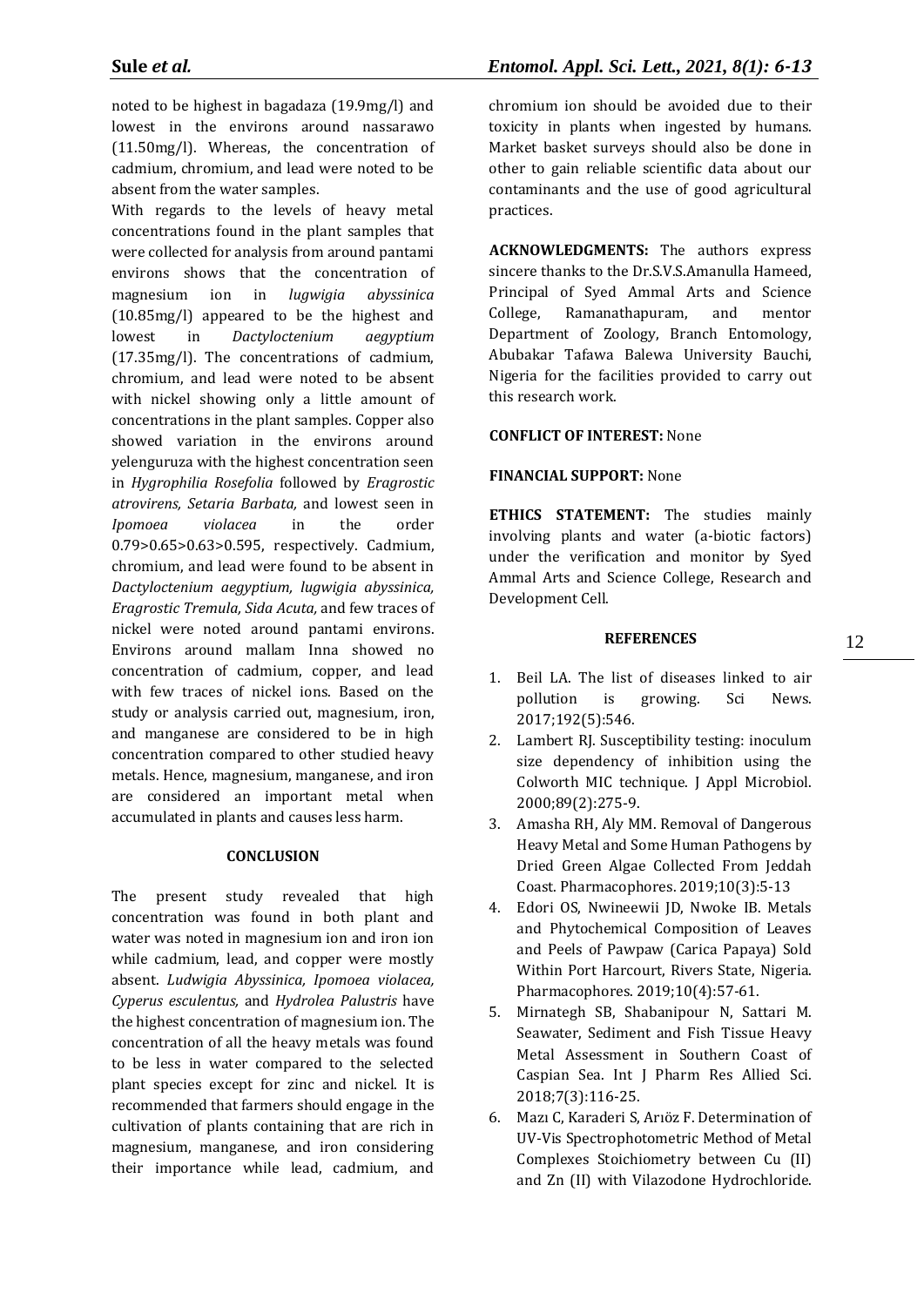noted to be highest in bagadaza (19.9mg/l) and lowest in the environs around nassarawo (11.50mg/l). Whereas, the concentration of cadmium, chromium, and lead were noted to be absent from the water samples.

With regards to the levels of heavy metal concentrations found in the plant samples that were collected for analysis from around pantami environs shows that the concentration of magnesium ion in *lugwigia abyssinica* (10.85mg/l) appeared to be the highest and lowest in *Dactyloctenium aegyptium* (17.35mg/l). The concentrations of cadmium, chromium, and lead were noted to be absent with nickel showing only a little amount of concentrations in the plant samples. Copper also showed variation in the environs around yelenguruza with the highest concentration seen in *Hygrophilia Rosefolia* followed by *Eragrostic atrovirens, Setaria Barbata,* and lowest seen in *Ipomoea violacea* in the order 0.79>0.65>0.63>0.595, respectively. Cadmium, chromium, and lead were found to be absent in *Dactyloctenium aegyptium, lugwigia abyssinica, Eragrostic Tremula, Sida Acuta,* and few traces of nickel were noted around pantami environs. Environs around mallam Inna showed no concentration of cadmium, copper, and lead with few traces of nickel ions. Based on the study or analysis carried out, magnesium, iron, and manganese are considered to be in high concentration compared to other studied heavy metals. Hence, magnesium, manganese, and iron are considered an important metal when accumulated in plants and causes less harm.

## CONCLUSION

The present study revealed that high concentration was found in both plant and water was noted in magnesium ion and iron ion while cadmium, lead, and copper were mostly absent. *Ludwigia Abyssinica, Ipomoea violacea, Cyperus esculentus,* and *Hydrolea Palustris* have the highest concentration of magnesium ion. The concentration of all the heavy metals was found to be less in water compared to the selected plant species except for zinc and nickel. It is recommended that farmers should engage in the cultivation of plants containing that are rich in magnesium, manganese, and iron considering their importance while lead, cadmium, and chromium ion should be avoided due to their toxicity in plants when ingested by humans. Market basket surveys should also be done in other to gain reliable scientific data about our contaminants and the use of good agricultural practices.

**ACKNOWLEDGMENTS:** The authors express sincere thanks to the Dr.S.V.S.Amanulla Hameed, Principal of Syed Ammal Arts and Science College, Ramanathapuram, and mentor Department of Zoology, Branch Entomology, Abubakar Tafawa Balewa University Bauchi, Nigeria for the facilities provided to carry out this research work.

**CONFLICT OF INTEREST:** None

**FINANCIAL SUPPORT:** None

**ETHICS STATEMENT:** The studies mainly involving plants and water (a-biotic factors) under the verification and monitor by Syed Ammal Arts and Science College, Research and Development Cell.

## REFERENCES

1. Beil LA. The list of diseases linked to air pollution is growing. Sci News. 2017;192(5):546.
2. Lambert RJ. Susceptibility testing: inoculum size dependency of inhibition using the Colworth MIC technique. J Appl Microbiol. 2000;89(2):275-9.
3. Amasha RH, Aly MM. Removal of Dangerous Heavy Metal and Some Human Pathogens by Dried Green Algae Collected From Jeddah Coast. Pharmacophores. 2019;10(3):5-13
4. Edori OS, Nwineewii JD, Nwoke IB. Metals and Phytochemical Composition of Leaves and Peels of Pawpaw (Carica Papaya) Sold Within Port Harcourt, Rivers State, Nigeria. Pharmacophores. 2019;10(4):57-61.
5. Mirnategh SB, Shabanipour N, Sattari M. Seawater, Sediment and Fish Tissue Heavy Metal Assessment in Southern Coast of Caspian Sea. Int J Pharm Res Allied Sci. 2018;7(3):116-25.
6. Mazı C, Karaderi S, Arıöz F. Determination of UV-Vis Spectrophotometric Method of Metal Complexes Stoichiometry between Cu (II) and Zn (II) with Vilazodone Hydrochloride.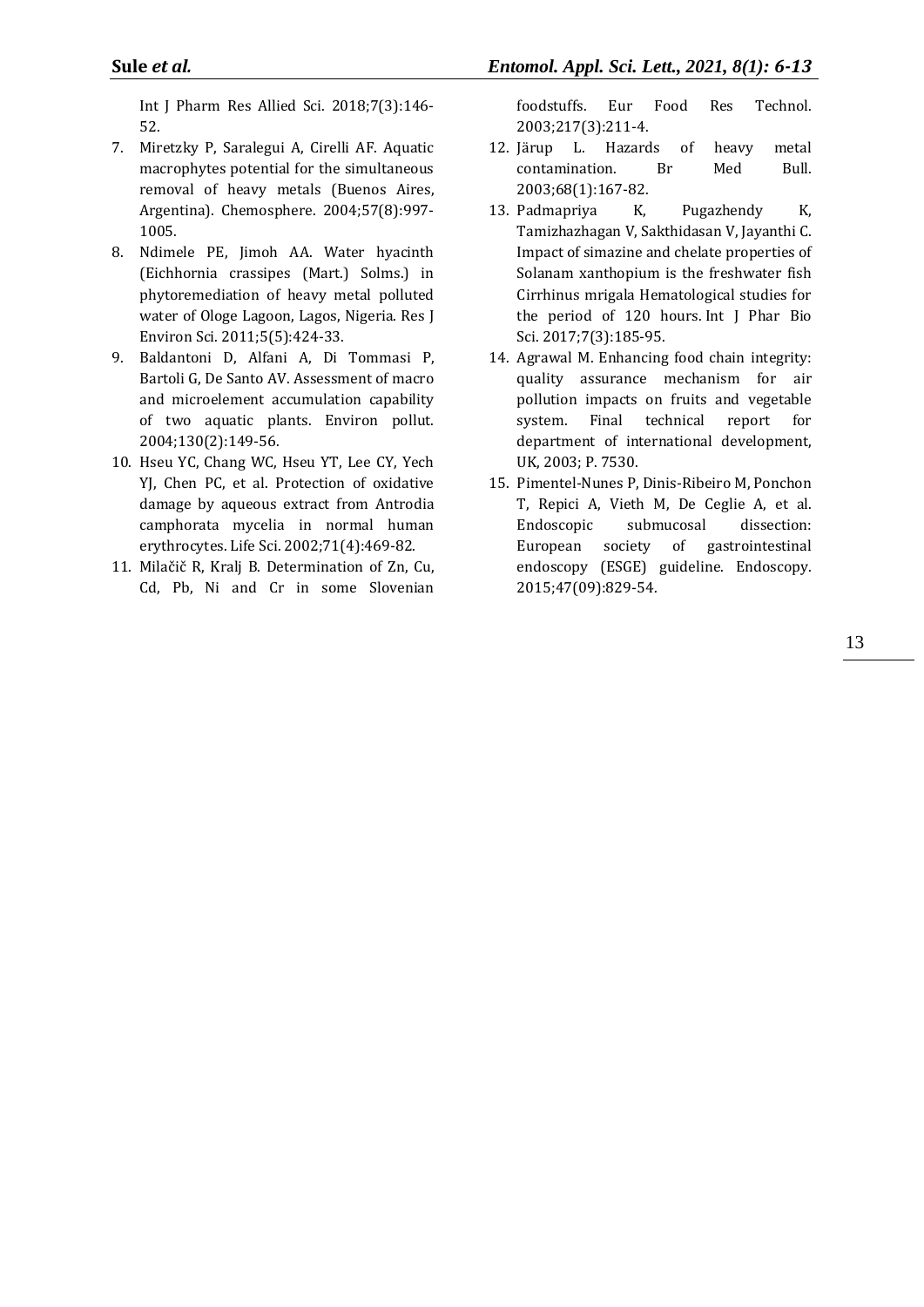Int J Pharm Res Allied Sci. 2018;7(3):146-52.

7. Miretzky P, Saralegui A, Cirelli AF. Aquatic macrophytes potential for the simultaneous removal of heavy metals (Buenos Aires, Argentina). Chemosphere. 2004;57(8):997-1005.
8. Ndimele PE, Jimoh AA. Water hyacinth (Eichhornia crassipes (Mart.) Solms.) in phytoremediation of heavy metal polluted water of Ologe Lagoon, Lagos, Nigeria. Res J Environ Sci. 2011;5(5):424-33.
9. Baldantoni D, Alfani A, Di Tommasi P, Bartoli G, De Santo AV. Assessment of macro and microelement accumulation capability of two aquatic plants. Environ pollut. 2004;130(2):149-56.
10. Hseu YC, Chang WC, Hseu YT, Lee CY, Yech YJ, Chen PC, et al. Protection of oxidative damage by aqueous extract from Antrodia camphorata mycelia in normal human erythrocytes. Life Sci. 2002;71(4):469-82.
11. Milačič R, Kralj B. Determination of Zn, Cu, Cd, Pb, Ni and Cr in some Slovenian foodstuffs. Eur Food Res Technol. 2003;217(3):211-4.
12. Järup L. Hazards of heavy metal contamination. Br Med Bull. 2003;68(1):167-82.
13. Padmapriya K, Pugazhendy K, Tamizhazhagan V, Sakthidasan V, Jayanthi C. Impact of simazine and chelate properties of Solanam xanthopium is the freshwater fish Cirrhinus mrigala Hematological studies for the period of 120 hours. Int J Phar Bio Sci. 2017;7(3):185-95.
14. Agrawal M. Enhancing food chain integrity: quality assurance mechanism for air pollution impacts on fruits and vegetable system. Final technical report for department of international development, UK, 2003; P. 7530.
15. Pimentel-Nunes P, Dinis-Ribeiro M, Ponchon T, Repici A, Vieth M, De Ceglie A, et al. Endoscopic submucosal dissection: European society of gastrointestinal endoscopy (ESGE) guideline. Endoscopy. 2015;47(09):829-54.